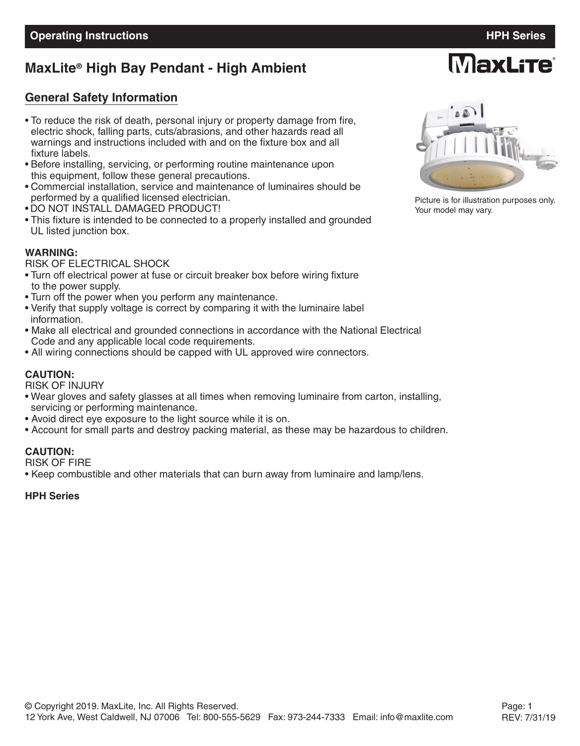# MaxLite® High Bay Pendant - High Ambient

Picture is for illustration purposes only. Your model may vary.

## General Safety Information

- To reduce the risk of death, personal injury or property damage from fire, electric shock, falling parts, cuts/abrasions, and other hazards read all warnings and instructions included with and on the fixture box and all fixture labels.
- Before installing, servicing, or performing routine maintenance upon this equipment, follow these general precautions.
- Commercial installation, service and maintenance of luminaires should be performed by a qualified licensed electrician.
- DO NOT INSTALL DAMAGED PRODUCT!
- This fixture is intended to be connected to a properly installed and grounded UL listed junction box.

**WARNING:**
RISK OF ELECTRICAL SHOCK

- Turn off electrical power at fuse or circuit breaker box before wiring fixture to the power supply.
- Turn off the power when you perform any maintenance.
- Verify that supply voltage is correct by comparing it with the luminaire label information.
- Make all electrical and grounded connections in accordance with the National Electrical Code and any applicable local code requirements.
- All wiring connections should be capped with UL approved wire connectors.

**CAUTION:**
RISK OF INJURY

- Wear gloves and safety glasses at all times when removing luminaire from carton, installing, servicing or performing maintenance.
- Avoid direct eye exposure to the light source while it is on.
- Account for small parts and destroy packing material, as these may be hazardous to children.

**CAUTION:**
RISK OF FIRE

- Keep combustible and other materials that can burn away from luminaire and lamp/lens.

**HPH Series**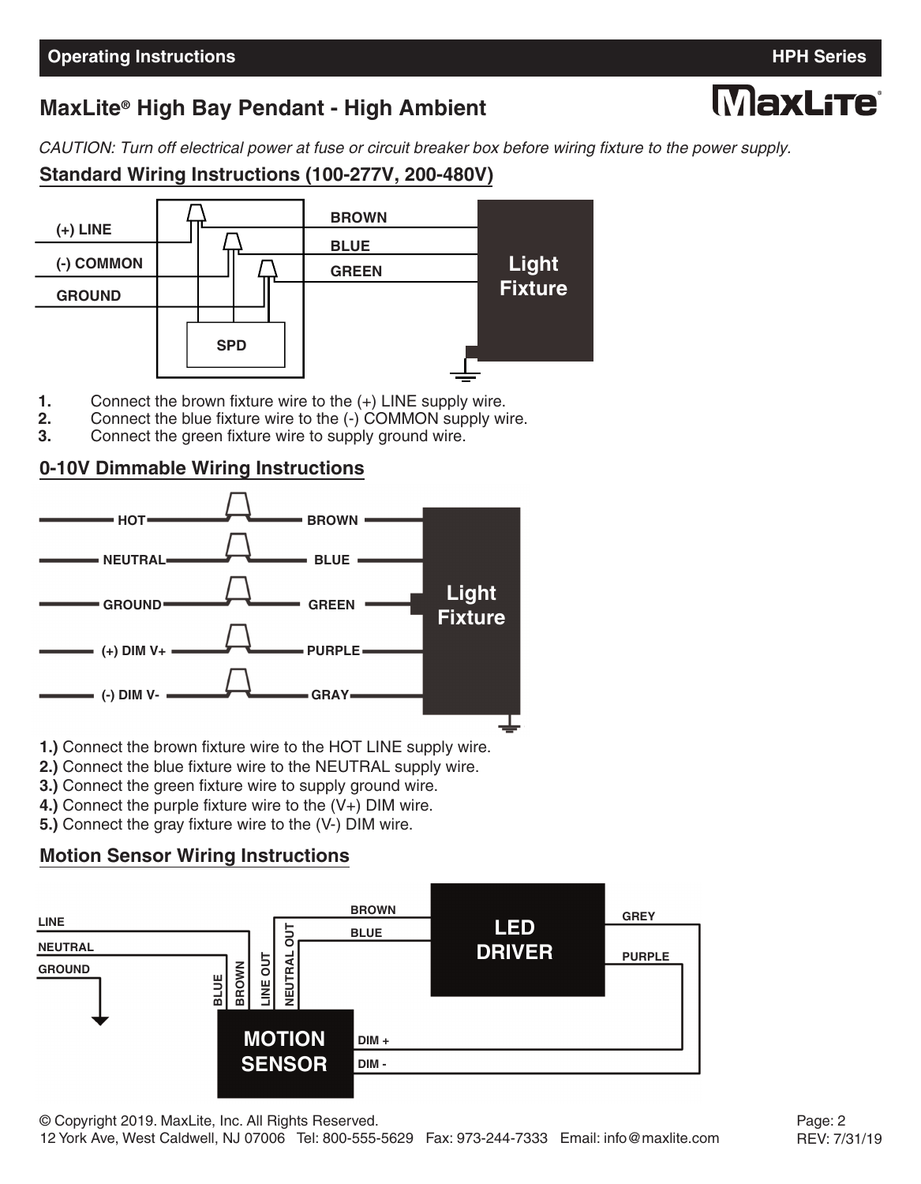# MaxLite® High Bay Pendant - High Ambient

*CAUTION: Turn off electrical power at fuse or circuit breaker box before wiring fixture to the power supply.*

## Standard Wiring Instructions (100-277V, 200-480V)

1. Connect the brown fixture wire to the (+) LINE supply wire.
2. Connect the blue fixture wire to the (-) COMMON supply wire.
3. Connect the green fixture wire to supply ground wire.

## 0-10V Dimmable Wiring Instructions

**1.)** Connect the brown fixture wire to the HOT LINE supply wire.
**2.)** Connect the blue fixture wire to the NEUTRAL supply wire.
**3.)** Connect the green fixture wire to supply ground wire.
**4.)** Connect the purple fixture wire to the (V+) DIM wire.
**5.)** Connect the gray fixture wire to the (V-) DIM wire.

## Motion Sensor Wiring Instructions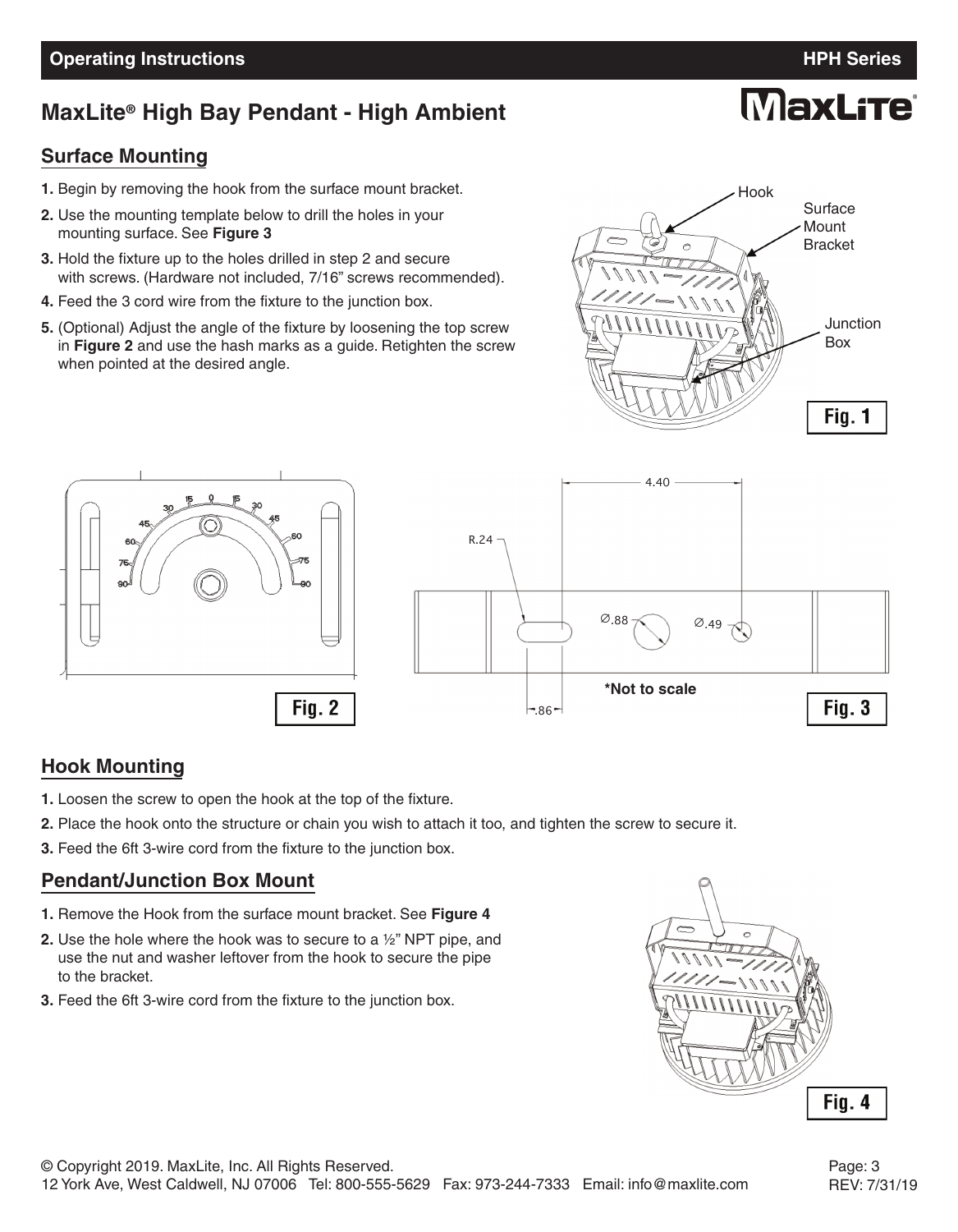## MaxLite® High Bay Pendant - High Ambient

### Surface Mounting

1. Begin by removing the hook from the surface mount bracket.
2. Use the mounting template below to drill the holes in your mounting surface. See **Figure 3**
3. Hold the fixture up to the holes drilled in step 2 and secure with screws. (Hardware not included, 7/16" screws recommended).
4. Feed the 3 cord wire from the fixture to the junction box.
5. (Optional) Adjust the angle of the fixture by loosening the top screw in **Figure 2** and use the hash marks as a guide. Retighten the screw when pointed at the desired angle.

Hook

Surface Mount Bracket

Junction Box

**Fig. 1**

**Fig. 2**

4.40

R.24

Ø.88

Ø.49

.86

***Not to scale**

**Fig. 3**

### Hook Mounting

1. Loosen the screw to open the hook at the top of the fixture.
2. Place the hook onto the structure or chain you wish to attach it too, and tighten the screw to secure it.
3. Feed the 6ft 3-wire cord from the fixture to the junction box.

### Pendant/Junction Box Mount

1. Remove the Hook from the surface mount bracket. See **Figure 4**
2. Use the hole where the hook was to secure to a ½" NPT pipe, and use the nut and washer leftover from the hook to secure the pipe to the bracket.
3. Feed the 6ft 3-wire cord from the fixture to the junction box.

**Fig. 4**

© Copyright 2019. MaxLite, Inc. All Rights Reserved.
12 York Ave, West Caldwell, NJ 07006 Tel: 800-555-5629 Fax: 973-244-7333 Email: info@maxlite.com

REV: 7/31/19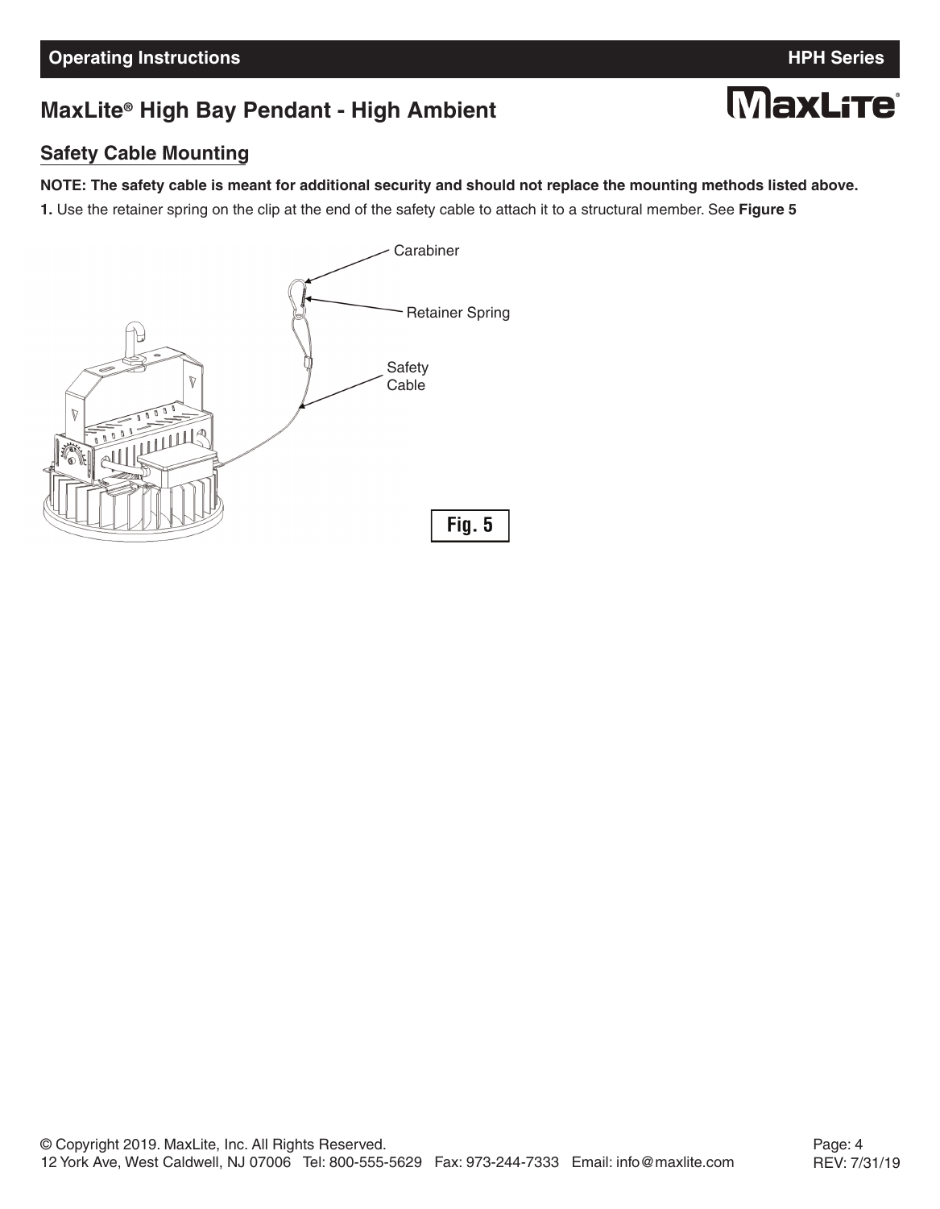# MaxLite® High Bay Pendant - High Ambient

## Safety Cable Mounting

**NOTE: The safety cable is meant for additional security and should not replace the mounting methods listed above.**

**1.** Use the retainer spring on the clip at the end of the safety cable to attach it to a structural member. See **Figure 5**

Carabiner

Retainer Spring

Safety Cable

**Fig. 5**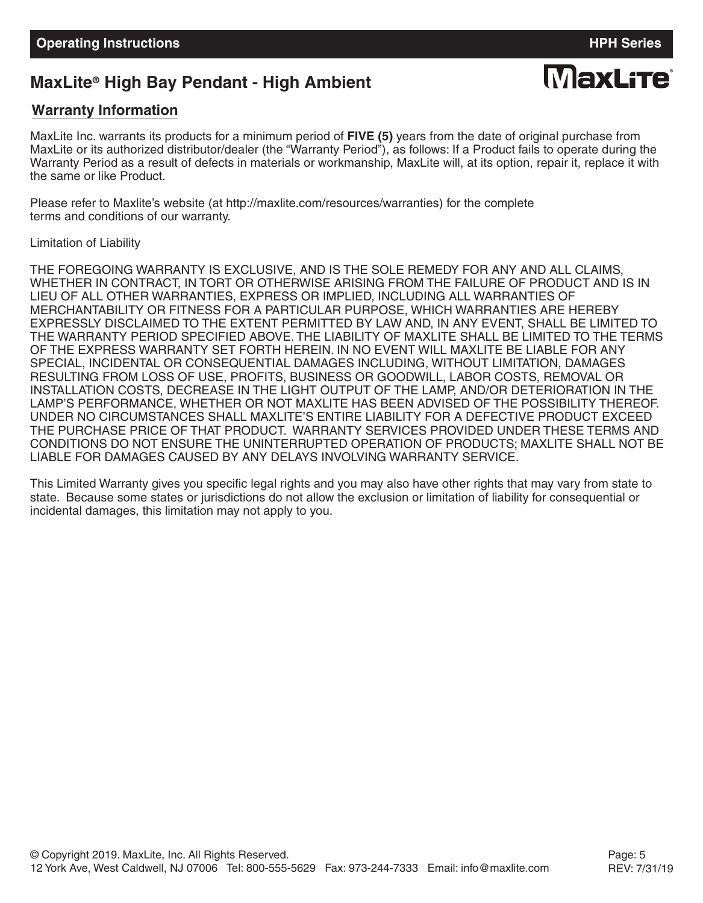# MaxLite® High Bay Pendant - High Ambient

## Warranty Information

MaxLite Inc. warrants its products for a minimum period of **FIVE (5)** years from the date of original purchase from MaxLite or its authorized distributor/dealer (the "Warranty Period"), as follows: If a Product fails to operate during the Warranty Period as a result of defects in materials or workmanship, MaxLite will, at its option, repair it, replace it with the same or like Product.

Please refer to Maxlite's website (at http://maxlite.com/resources/warranties) for the complete terms and conditions of our warranty.

Limitation of Liability

THE FOREGOING WARRANTY IS EXCLUSIVE, AND IS THE SOLE REMEDY FOR ANY AND ALL CLAIMS, WHETHER IN CONTRACT, IN TORT OR OTHERWISE ARISING FROM THE FAILURE OF PRODUCT AND IS IN LIEU OF ALL OTHER WARRANTIES, EXPRESS OR IMPLIED, INCLUDING ALL WARRANTIES OF MERCHANTABILITY OR FITNESS FOR A PARTICULAR PURPOSE, WHICH WARRANTIES ARE HEREBY EXPRESSLY DISCLAIMED TO THE EXTENT PERMITTED BY LAW AND, IN ANY EVENT, SHALL BE LIMITED TO THE WARRANTY PERIOD SPECIFIED ABOVE. THE LIABILITY OF MAXLITE SHALL BE LIMITED TO THE TERMS OF THE EXPRESS WARRANTY SET FORTH HEREIN. IN NO EVENT WILL MAXLITE BE LIABLE FOR ANY SPECIAL, INCIDENTAL OR CONSEQUENTIAL DAMAGES INCLUDING, WITHOUT LIMITATION, DAMAGES RESULTING FROM LOSS OF USE, PROFITS, BUSINESS OR GOODWILL, LABOR COSTS, REMOVAL OR INSTALLATION COSTS, DECREASE IN THE LIGHT OUTPUT OF THE LAMP, AND/OR DETERIORATION IN THE LAMP'S PERFORMANCE, WHETHER OR NOT MAXLITE HAS BEEN ADVISED OF THE POSSIBILITY THEREOF. UNDER NO CIRCUMSTANCES SHALL MAXLITE'S ENTIRE LIABILITY FOR A DEFECTIVE PRODUCT EXCEED THE PURCHASE PRICE OF THAT PRODUCT. WARRANTY SERVICES PROVIDED UNDER THESE TERMS AND CONDITIONS DO NOT ENSURE THE UNINTERRUPTED OPERATION OF PRODUCTS; MAXLITE SHALL NOT BE LIABLE FOR DAMAGES CAUSED BY ANY DELAYS INVOLVING WARRANTY SERVICE.

This Limited Warranty gives you specific legal rights and you may also have other rights that may vary from state to state. Because some states or jurisdictions do not allow the exclusion or limitation of liability for consequential or incidental damages, this limitation may not apply to you.